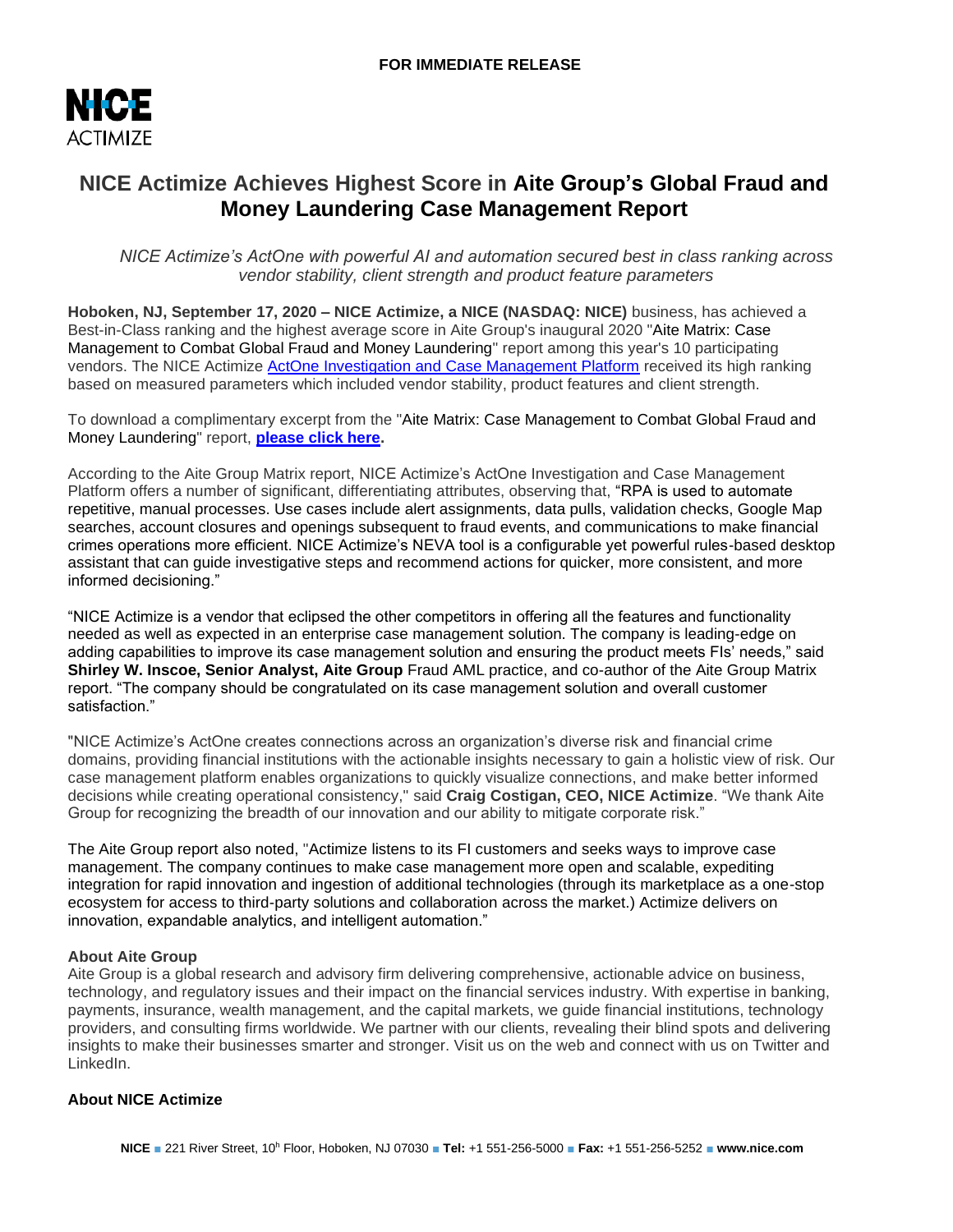**FOR IMMEDIATE RELEASE**

NICE ACTIMIZE

# NICE Actimize Achieves Highest Score in Aite Group's Global Fraud and Money Laundering Case Management Report

*NICE Actimize's ActOne with powerful AI and automation secured best in class ranking across vendor stability, client strength and product feature parameters*

**Hoboken, NJ, September 17, 2020 – NICE Actimize, a NICE (NASDAQ: NICE)** business, has achieved a Best-in-Class ranking and the highest average score in Aite Group's inaugural 2020 "Aite Matrix: Case Management to Combat Global Fraud and Money Laundering" report among this year's 10 participating vendors. The NICE Actimize ActOne Investigation and Case Management Platform received its high ranking based on measured parameters which included vendor stability, product features and client strength.

To download a complimentary excerpt from the "Aite Matrix: Case Management to Combat Global Fraud and Money Laundering" report, **please click here.**

According to the Aite Group Matrix report, NICE Actimize's ActOne Investigation and Case Management Platform offers a number of significant, differentiating attributes, observing that, "RPA is used to automate repetitive, manual processes. Use cases include alert assignments, data pulls, validation checks, Google Map searches, account closures and openings subsequent to fraud events, and communications to make financial crimes operations more efficient. NICE Actimize's NEVA tool is a configurable yet powerful rules-based desktop assistant that can guide investigative steps and recommend actions for quicker, more consistent, and more informed decisioning."

"NICE Actimize is a vendor that eclipsed the other competitors in offering all the features and functionality needed as well as expected in an enterprise case management solution. The company is leading-edge on adding capabilities to improve its case management solution and ensuring the product meets FIs' needs," said **Shirley W. Inscoe, Senior Analyst, Aite Group** Fraud AML practice, and co-author of the Aite Group Matrix report. "The company should be congratulated on its case management solution and overall customer satisfaction."

"NICE Actimize's ActOne creates connections across an organization's diverse risk and financial crime domains, providing financial institutions with the actionable insights necessary to gain a holistic view of risk. Our case management platform enables organizations to quickly visualize connections, and make better informed decisions while creating operational consistency," said **Craig Costigan, CEO, NICE Actimize**. "We thank Aite Group for recognizing the breadth of our innovation and our ability to mitigate corporate risk."

The Aite Group report also noted, "Actimize listens to its FI customers and seeks ways to improve case management. The company continues to make case management more open and scalable, expediting integration for rapid innovation and ingestion of additional technologies (through its marketplace as a one-stop ecosystem for access to third-party solutions and collaboration across the market.) Actimize delivers on innovation, expandable analytics, and intelligent automation."

**About Aite Group**

Aite Group is a global research and advisory firm delivering comprehensive, actionable advice on business, technology, and regulatory issues and their impact on the financial services industry. With expertise in banking, payments, insurance, wealth management, and the capital markets, we guide financial institutions, technology providers, and consulting firms worldwide. We partner with our clients, revealing their blind spots and delivering insights to make their businesses smarter and stronger. Visit us on the web and connect with us on Twitter and LinkedIn.

**About NICE Actimize**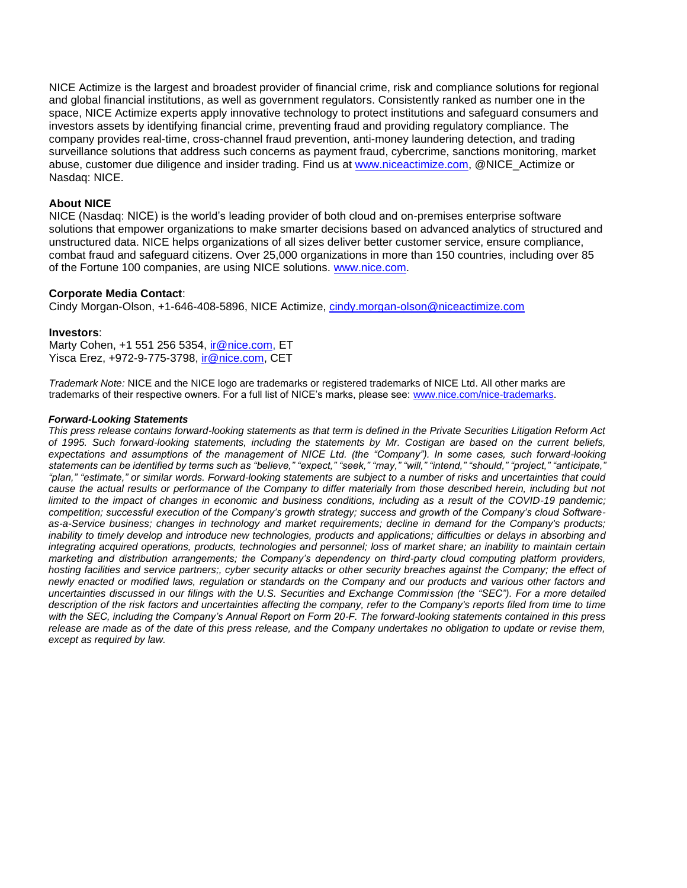NICE Actimize is the largest and broadest provider of financial crime, risk and compliance solutions for regional and global financial institutions, as well as government regulators. Consistently ranked as number one in the space, NICE Actimize experts apply innovative technology to protect institutions and safeguard consumers and investors assets by identifying financial crime, preventing fraud and providing regulatory compliance. The company provides real-time, cross-channel fraud prevention, anti-money laundering detection, and trading surveillance solutions that address such concerns as payment fraud, cybercrime, sanctions monitoring, market abuse, customer due diligence and insider trading. Find us at [www.niceactimize.com](http://www.niceactimize.com), @NICE_Actimize or Nasdaq: NICE.

**About NICE**

NICE (Nasdaq: NICE) is the world's leading provider of both cloud and on-premises enterprise software solutions that empower organizations to make smarter decisions based on advanced analytics of structured and unstructured data. NICE helps organizations of all sizes deliver better customer service, ensure compliance, combat fraud and safeguard citizens. Over 25,000 organizations in more than 150 countries, including over 85 of the Fortune 100 companies, are using NICE solutions. [www.nice.com](http://www.nice.com).

**Corporate Media Contact**:
Cindy Morgan-Olson, +1-646-408-5896, NICE Actimize, [cindy.morgan-olson@niceactimize.com](mailto:cindy.morgan-olson@niceactimize.com)

**Investors**:
Marty Cohen, +1 551 256 5354, [ir@nice.com](mailto:ir@nice.com), ET
Yisca Erez, +972-9-775-3798, [ir@nice.com](mailto:ir@nice.com), CET

*Trademark Note:* NICE and the NICE logo are trademarks or registered trademarks of NICE Ltd. All other marks are trademarks of their respective owners. For a full list of NICE's marks, please see: [www.nice.com/nice-trademarks](http://www.nice.com/nice-trademarks).

***Forward-Looking Statements***

*This press release contains forward-looking statements as that term is defined in the Private Securities Litigation Reform Act of 1995. Such forward-looking statements, including the statements by Mr. Costigan are based on the current beliefs, expectations and assumptions of the management of NICE Ltd. (the "Company"). In some cases, such forward-looking statements can be identified by terms such as "believe," "expect," "seek," "may," "will," "intend," "should," "project," "anticipate," "plan," "estimate," or similar words. Forward-looking statements are subject to a number of risks and uncertainties that could cause the actual results or performance of the Company to differ materially from those described herein, including but not limited to the impact of changes in economic and business conditions, including as a result of the COVID-19 pandemic; competition; successful execution of the Company's growth strategy; success and growth of the Company's cloud Software-as-a-Service business; changes in technology and market requirements; decline in demand for the Company's products; inability to timely develop and introduce new technologies, products and applications; difficulties or delays in absorbing and integrating acquired operations, products, technologies and personnel; loss of market share; an inability to maintain certain marketing and distribution arrangements; the Company's dependency on third-party cloud computing platform providers, hosting facilities and service partners;, cyber security attacks or other security breaches against the Company; the effect of newly enacted or modified laws, regulation or standards on the Company and our products and various other factors and uncertainties discussed in our filings with the U.S. Securities and Exchange Commission (the "SEC"). For a more detailed description of the risk factors and uncertainties affecting the company, refer to the Company's reports filed from time to time with the SEC, including the Company's Annual Report on Form 20-F. The forward-looking statements contained in this press release are made as of the date of this press release, and the Company undertakes no obligation to update or revise them, except as required by law.*